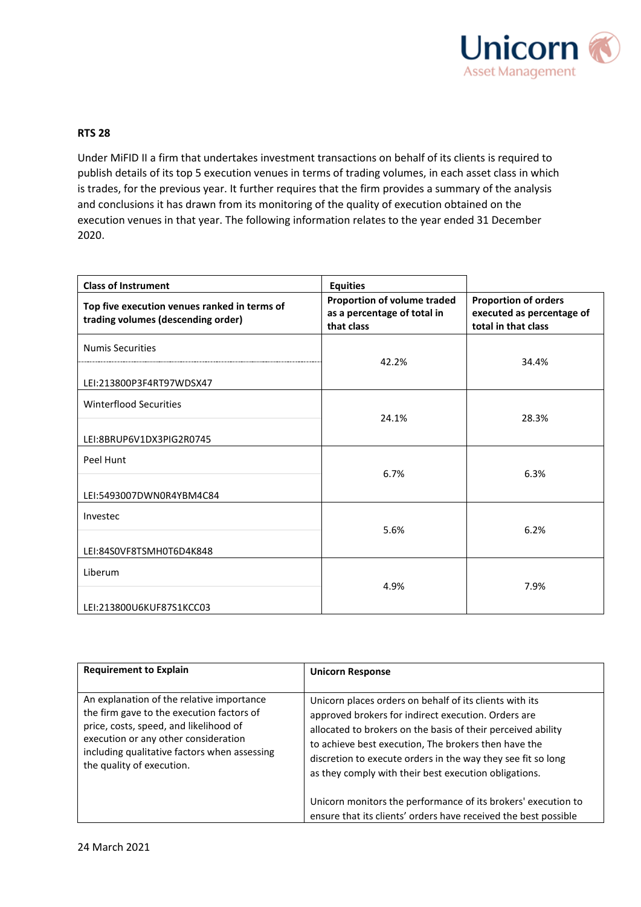## RTS 28

Under MiFID II a firm that undertakes investment transactions on behalf of its clients is required to publish details of its top 5 execution venues in terms of trading volumes, in each asset class in which is trades, for the previous year. It further requires that the firm provides a summary of the analysis and conclusions it has drawn from its monitoring of the quality of execution obtained on the execution venues in that year. The following information relates to the year ended 31 December 2020.

| **Class of Instrument** | **Equities** | |
|---|---|---|
| **Top five execution venues ranked in terms of trading volumes (descending order)** | **Proportion of volume traded as a percentage of total in that class** | **Proportion of orders executed as percentage of total in that class** |
| Numis Securities<br>LEI:213800P3F4RT97WDSX47 | 42.2% | 34.4% |
| Winterflood Securities<br>LEI:8BRUP6V1DX3PIG2R0745 | 24.1% | 28.3% |
| Peel Hunt<br>LEI:5493007DWN0R4YBM4C84 | 6.7% | 6.3% |
| Investec<br>LEI:84S0VF8TSMH0T6D4K848 | 5.6% | 6.2% |
| Liberum<br>LEI:213800U6KUF87S1KCC03 | 4.9% | 7.9% |

| **Requirement to Explain** | **Unicorn Response** |
|---|---|
| An explanation of the relative importance the firm gave to the execution factors of price, costs, speed, and likelihood of execution or any other consideration including qualitative factors when assessing the quality of execution. | Unicorn places orders on behalf of its clients with its approved brokers for indirect execution. Orders are allocated to brokers on the basis of their perceived ability to achieve best execution, The brokers then have the discretion to execute orders in the way they see fit so long as they comply with their best execution obligations.<br><br>Unicorn monitors the performance of its brokers' execution to ensure that its clients' orders have received the best possible |

24 March 2021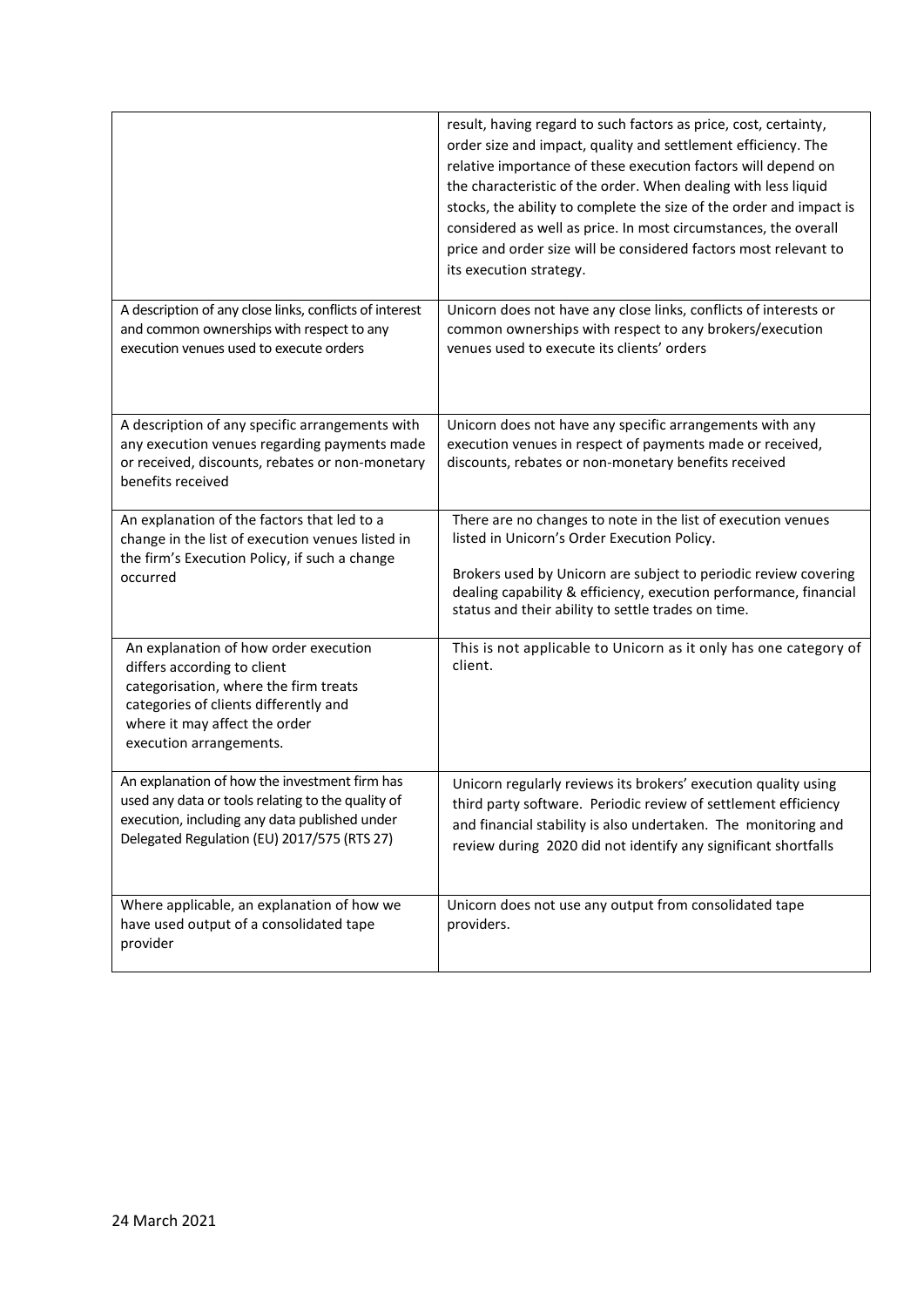| | |
|---|---|
| | result, having regard to such factors as price, cost, certainty, order size and impact, quality and settlement efficiency. The relative importance of these execution factors will depend on the characteristic of the order. When dealing with less liquid stocks, the ability to complete the size of the order and impact is considered as well as price. In most circumstances, the overall price and order size will be considered factors most relevant to its execution strategy. |
| A description of any close links, conflicts of interest and common ownerships with respect to any execution venues used to execute orders | Unicorn does not have any close links, conflicts of interests or common ownerships with respect to any brokers/execution venues used to execute its clients' orders |
| A description of any specific arrangements with any execution venues regarding payments made or received, discounts, rebates or non-monetary benefits received | Unicorn does not have any specific arrangements with any execution venues in respect of payments made or received, discounts, rebates or non-monetary benefits received |
| An explanation of the factors that led to a change in the list of execution venues listed in the firm's Execution Policy, if such a change occurred | There are no changes to note in the list of execution venues listed in Unicorn's Order Execution Policy.<br><br>Brokers used by Unicorn are subject to periodic review covering dealing capability & efficiency, execution performance, financial status and their ability to settle trades on time. |
| An explanation of how order execution differs according to client categorisation, where the firm treats categories of clients differently and where it may affect the order execution arrangements. | This is not applicable to Unicorn as it only has one category of client. |
| An explanation of how the investment firm has used any data or tools relating to the quality of execution, including any data published under Delegated Regulation (EU) 2017/575 (RTS 27) | Unicorn regularly reviews its brokers' execution quality using third party software. Periodic review of settlement efficiency and financial stability is also undertaken. The monitoring and review during 2020 did not identify any significant shortfalls |
| Where applicable, an explanation of how we have used output of a consolidated tape provider | Unicorn does not use any output from consolidated tape providers. |

24 March 2021